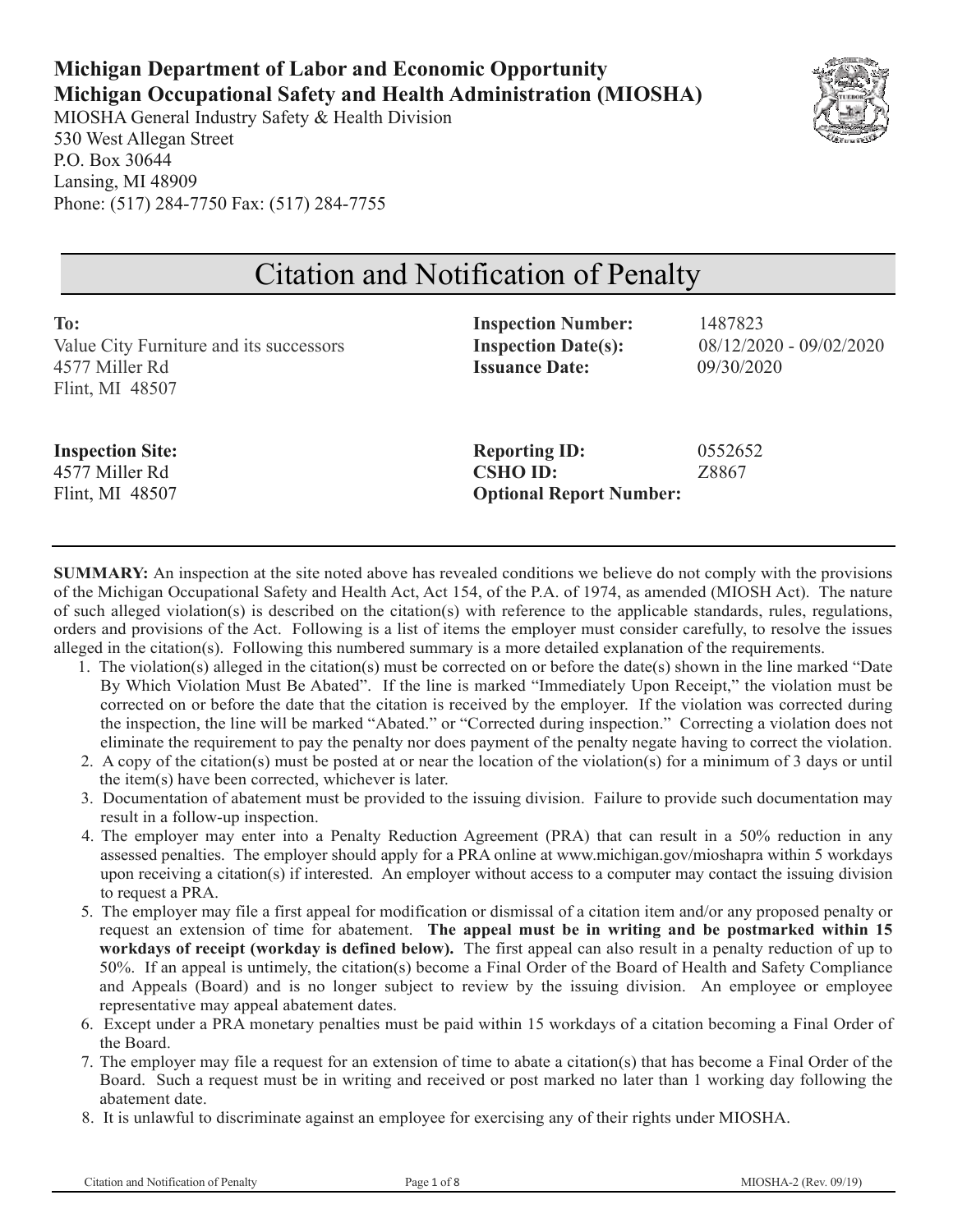**Michigan Department of Labor and Economic Opportunity**
**Michigan Occupational Safety and Health Administration (MIOSHA)**
MIOSHA General Industry Safety & Health Division
530 West Allegan Street
P.O. Box 30644
Lansing, MI 48909
Phone: (517) 284-7750 Fax: (517) 284-7755

# Citation and Notification of Penalty

**To:**
Value City Furniture and its successors
4577 Miller Rd
Flint, MI 48507

**Inspection Number:** 1487823
**Inspection Date(s):** 08/12/2020 - 09/02/2020
**Issuance Date:** 09/30/2020

**Inspection Site:**
4577 Miller Rd
Flint, MI 48507

**Reporting ID:** 0552652
**CSHO ID:** Z8867
**Optional Report Number:**

---

**SUMMARY:** An inspection at the site noted above has revealed conditions we believe do not comply with the provisions of the Michigan Occupational Safety and Health Act, Act 154, of the P.A. of 1974, as amended (MIOSH Act). The nature of such alleged violation(s) is described on the citation(s) with reference to the applicable standards, rules, regulations, orders and provisions of the Act. Following is a list of items the employer must consider carefully, to resolve the issues alleged in the citation(s). Following this numbered summary is a more detailed explanation of the requirements.

1. The violation(s) alleged in the citation(s) must be corrected on or before the date(s) shown in the line marked "Date By Which Violation Must Be Abated". If the line is marked "Immediately Upon Receipt," the violation must be corrected on or before the date that the citation is received by the employer. If the violation was corrected during the inspection, the line will be marked "Abated." or "Corrected during inspection." Correcting a violation does not eliminate the requirement to pay the penalty nor does payment of the penalty negate having to correct the violation.
2. A copy of the citation(s) must be posted at or near the location of the violation(s) for a minimum of 3 days or until the item(s) have been corrected, whichever is later.
3. Documentation of abatement must be provided to the issuing division. Failure to provide such documentation may result in a follow-up inspection.
4. The employer may enter into a Penalty Reduction Agreement (PRA) that can result in a 50% reduction in any assessed penalties. The employer should apply for a PRA online at www.michigan.gov/mioshapra within 5 workdays upon receiving a citation(s) if interested. An employer without access to a computer may contact the issuing division to request a PRA.
5. The employer may file a first appeal for modification or dismissal of a citation item and/or any proposed penalty or request an extension of time for abatement. **The appeal must be in writing and be postmarked within 15 workdays of receipt (workday is defined below).** The first appeal can also result in a penalty reduction of up to 50%. If an appeal is untimely, the citation(s) become a Final Order of the Board of Health and Safety Compliance and Appeals (Board) and is no longer subject to review by the issuing division. An employee or employee representative may appeal abatement dates.
6. Except under a PRA monetary penalties must be paid within 15 workdays of a citation becoming a Final Order of the Board.
7. The employer may file a request for an extension of time to abate a citation(s) that has become a Final Order of the Board. Such a request must be in writing and received or post marked no later than 1 working day following the abatement date.
8. It is unlawful to discriminate against an employee for exercising any of their rights under MIOSHA.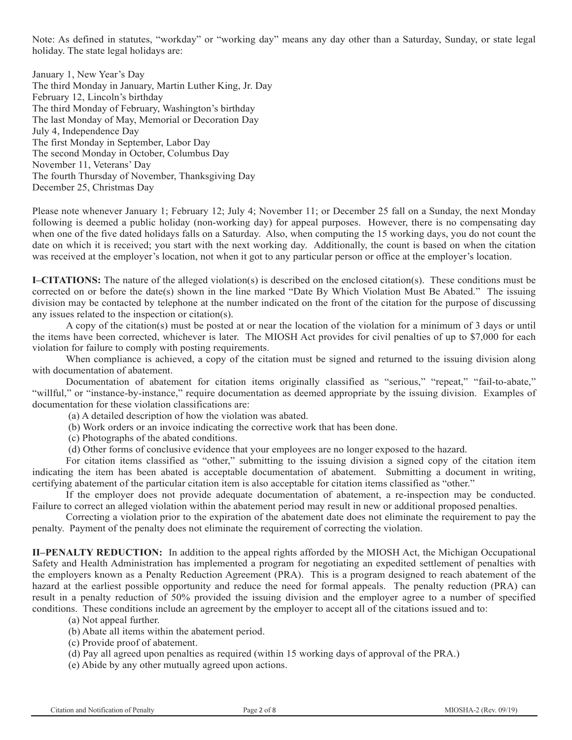Note: As defined in statutes, "workday" or "working day" means any day other than a Saturday, Sunday, or state legal holiday. The state legal holidays are:

January 1, New Year's Day
The third Monday in January, Martin Luther King, Jr. Day
February 12, Lincoln's birthday
The third Monday of February, Washington's birthday
The last Monday of May, Memorial or Decoration Day
July 4, Independence Day
The first Monday in September, Labor Day
The second Monday in October, Columbus Day
November 11, Veterans' Day
The fourth Thursday of November, Thanksgiving Day
December 25, Christmas Day

Please note whenever January 1; February 12; July 4; November 11; or December 25 fall on a Sunday, the next Monday following is deemed a public holiday (non-working day) for appeal purposes. However, there is no compensating day when one of the five dated holidays falls on a Saturday. Also, when computing the 15 working days, you do not count the date on which it is received; you start with the next working day. Additionally, the count is based on when the citation was received at the employer's location, not when it got to any particular person or office at the employer's location.

**I–CITATIONS:** The nature of the alleged violation(s) is described on the enclosed citation(s). These conditions must be corrected on or before the date(s) shown in the line marked "Date By Which Violation Must Be Abated." The issuing division may be contacted by telephone at the number indicated on the front of the citation for the purpose of discussing any issues related to the inspection or citation(s).

A copy of the citation(s) must be posted at or near the location of the violation for a minimum of 3 days or until the items have been corrected, whichever is later. The MIOSH Act provides for civil penalties of up to $7,000 for each violation for failure to comply with posting requirements.

When compliance is achieved, a copy of the citation must be signed and returned to the issuing division along with documentation of abatement.

Documentation of abatement for citation items originally classified as "serious," "repeat," "fail-to-abate," "willful," or "instance-by-instance," require documentation as deemed appropriate by the issuing division. Examples of documentation for these violation classifications are:

(a) A detailed description of how the violation was abated.
(b) Work orders or an invoice indicating the corrective work that has been done.
(c) Photographs of the abated conditions.
(d) Other forms of conclusive evidence that your employees are no longer exposed to the hazard.

For citation items classified as "other," submitting to the issuing division a signed copy of the citation item indicating the item has been abated is acceptable documentation of abatement. Submitting a document in writing, certifying abatement of the particular citation item is also acceptable for citation items classified as "other."

If the employer does not provide adequate documentation of abatement, a re-inspection may be conducted. Failure to correct an alleged violation within the abatement period may result in new or additional proposed penalties.

Correcting a violation prior to the expiration of the abatement date does not eliminate the requirement to pay the penalty. Payment of the penalty does not eliminate the requirement of correcting the violation.

**II–PENALTY REDUCTION:** In addition to the appeal rights afforded by the MIOSH Act, the Michigan Occupational Safety and Health Administration has implemented a program for negotiating an expedited settlement of penalties with the employers known as a Penalty Reduction Agreement (PRA). This is a program designed to reach abatement of the hazard at the earliest possible opportunity and reduce the need for formal appeals. The penalty reduction (PRA) can result in a penalty reduction of 50% provided the issuing division and the employer agree to a number of specified conditions. These conditions include an agreement by the employer to accept all of the citations issued and to:

(a) Not appeal further.
(b) Abate all items within the abatement period.
(c) Provide proof of abatement.
(d) Pay all agreed upon penalties as required (within 15 working days of approval of the PRA.)
(e) Abide by any other mutually agreed upon actions.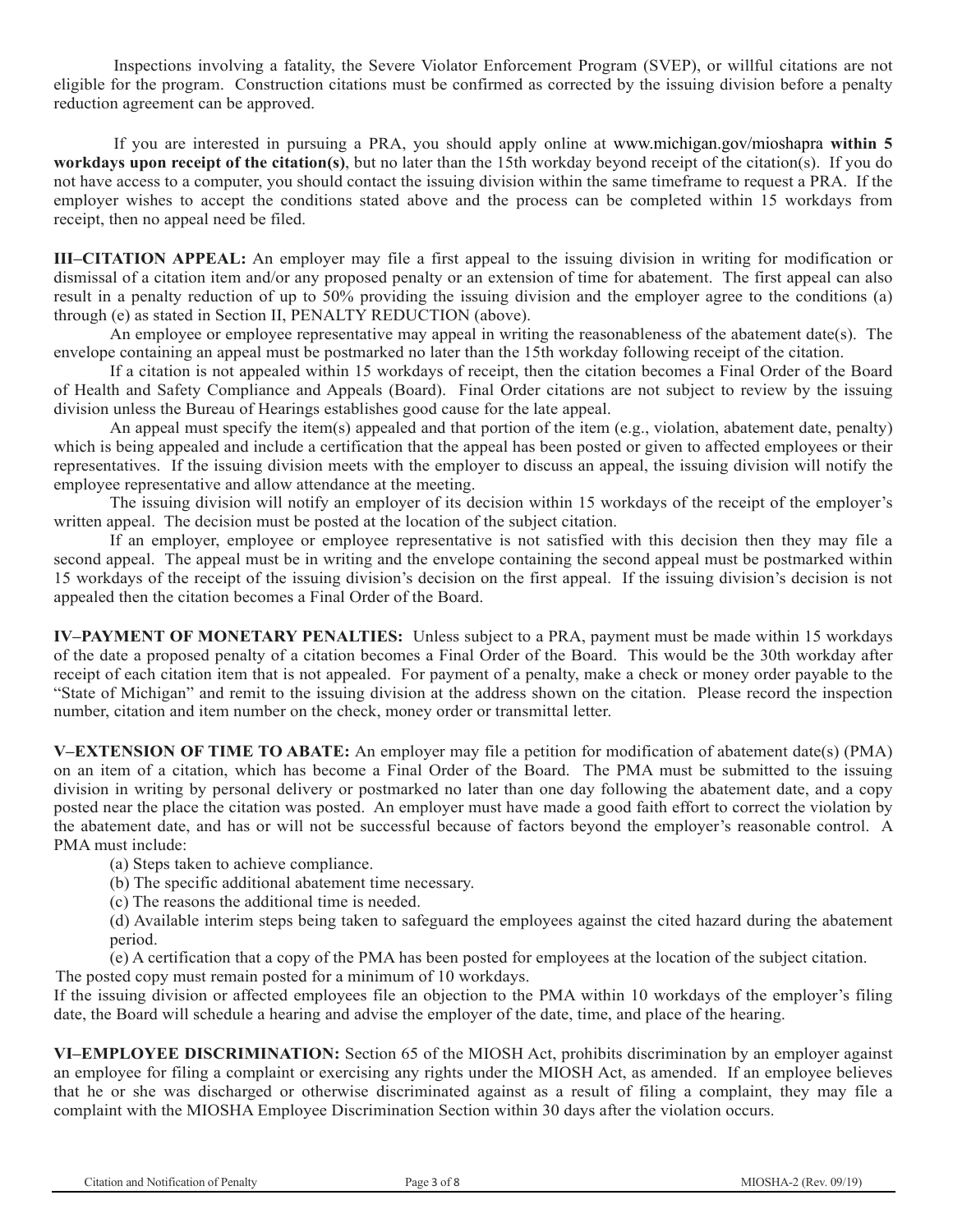Inspections involving a fatality, the Severe Violator Enforcement Program (SVEP), or willful citations are not eligible for the program. Construction citations must be confirmed as corrected by the issuing division before a penalty reduction agreement can be approved.

If you are interested in pursuing a PRA, you should apply online at www.michigan.gov/mioshapra **within 5 workdays upon receipt of the citation(s)**, but no later than the 15th workday beyond receipt of the citation(s). If you do not have access to a computer, you should contact the issuing division within the same timeframe to request a PRA. If the employer wishes to accept the conditions stated above and the process can be completed within 15 workdays from receipt, then no appeal need be filed.

**III–CITATION APPEAL:** An employer may file a first appeal to the issuing division in writing for modification or dismissal of a citation item and/or any proposed penalty or an extension of time for abatement. The first appeal can also result in a penalty reduction of up to 50% providing the issuing division and the employer agree to the conditions (a) through (e) as stated in Section II, PENALTY REDUCTION (above).

An employee or employee representative may appeal in writing the reasonableness of the abatement date(s). The envelope containing an appeal must be postmarked no later than the 15th workday following receipt of the citation.

If a citation is not appealed within 15 workdays of receipt, then the citation becomes a Final Order of the Board of Health and Safety Compliance and Appeals (Board). Final Order citations are not subject to review by the issuing division unless the Bureau of Hearings establishes good cause for the late appeal.

An appeal must specify the item(s) appealed and that portion of the item (e.g., violation, abatement date, penalty) which is being appealed and include a certification that the appeal has been posted or given to affected employees or their representatives. If the issuing division meets with the employer to discuss an appeal, the issuing division will notify the employee representative and allow attendance at the meeting.

The issuing division will notify an employer of its decision within 15 workdays of the receipt of the employer's written appeal. The decision must be posted at the location of the subject citation.

If an employer, employee or employee representative is not satisfied with this decision then they may file a second appeal. The appeal must be in writing and the envelope containing the second appeal must be postmarked within 15 workdays of the receipt of the issuing division's decision on the first appeal. If the issuing division's decision is not appealed then the citation becomes a Final Order of the Board.

**IV–PAYMENT OF MONETARY PENALTIES:** Unless subject to a PRA, payment must be made within 15 workdays of the date a proposed penalty of a citation becomes a Final Order of the Board. This would be the 30th workday after receipt of each citation item that is not appealed. For payment of a penalty, make a check or money order payable to the "State of Michigan" and remit to the issuing division at the address shown on the citation. Please record the inspection number, citation and item number on the check, money order or transmittal letter.

**V–EXTENSION OF TIME TO ABATE:** An employer may file a petition for modification of abatement date(s) (PMA) on an item of a citation, which has become a Final Order of the Board. The PMA must be submitted to the issuing division in writing by personal delivery or postmarked no later than one day following the abatement date, and a copy posted near the place the citation was posted. An employer must have made a good faith effort to correct the violation by the abatement date, and has or will not be successful because of factors beyond the employer's reasonable control. A PMA must include:

(a) Steps taken to achieve compliance.

(b) The specific additional abatement time necessary.

(c) The reasons the additional time is needed.

(d) Available interim steps being taken to safeguard the employees against the cited hazard during the abatement period.

(e) A certification that a copy of the PMA has been posted for employees at the location of the subject citation.

The posted copy must remain posted for a minimum of 10 workdays.

If the issuing division or affected employees file an objection to the PMA within 10 workdays of the employer's filing date, the Board will schedule a hearing and advise the employer of the date, time, and place of the hearing.

**VI–EMPLOYEE DISCRIMINATION:** Section 65 of the MIOSH Act, prohibits discrimination by an employer against an employee for filing a complaint or exercising any rights under the MIOSH Act, as amended. If an employee believes that he or she was discharged or otherwise discriminated against as a result of filing a complaint, they may file a complaint with the MIOSHA Employee Discrimination Section within 30 days after the violation occurs.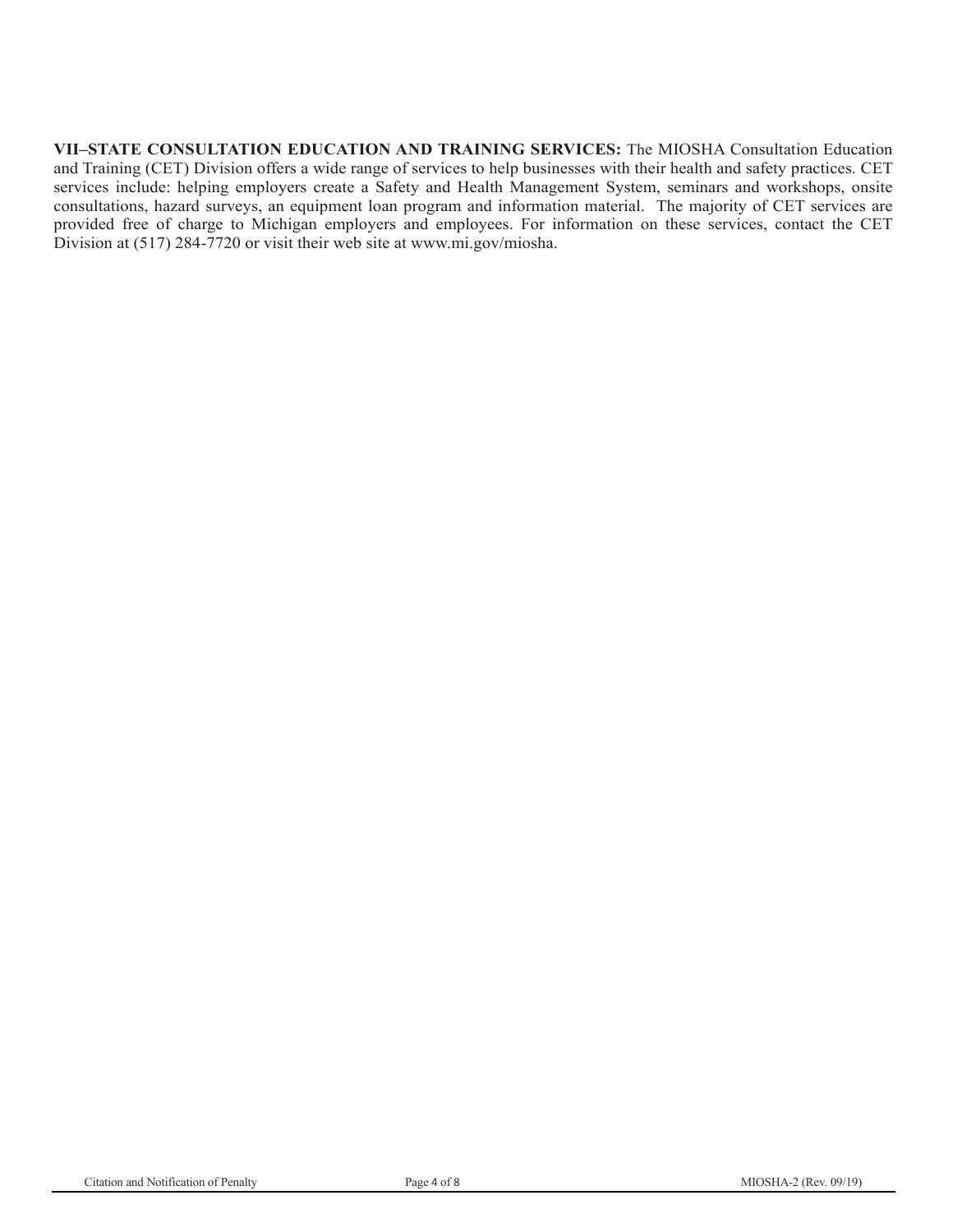**VII–STATE CONSULTATION EDUCATION AND TRAINING SERVICES:** The MIOSHA Consultation Education and Training (CET) Division offers a wide range of services to help businesses with their health and safety practices. CET services include: helping employers create a Safety and Health Management System, seminars and workshops, onsite consultations, hazard surveys, an equipment loan program and information material. The majority of CET services are provided free of charge to Michigan employers and employees. For information on these services, contact the CET Division at (517) 284-7720 or visit their web site at www.mi.gov/miosha.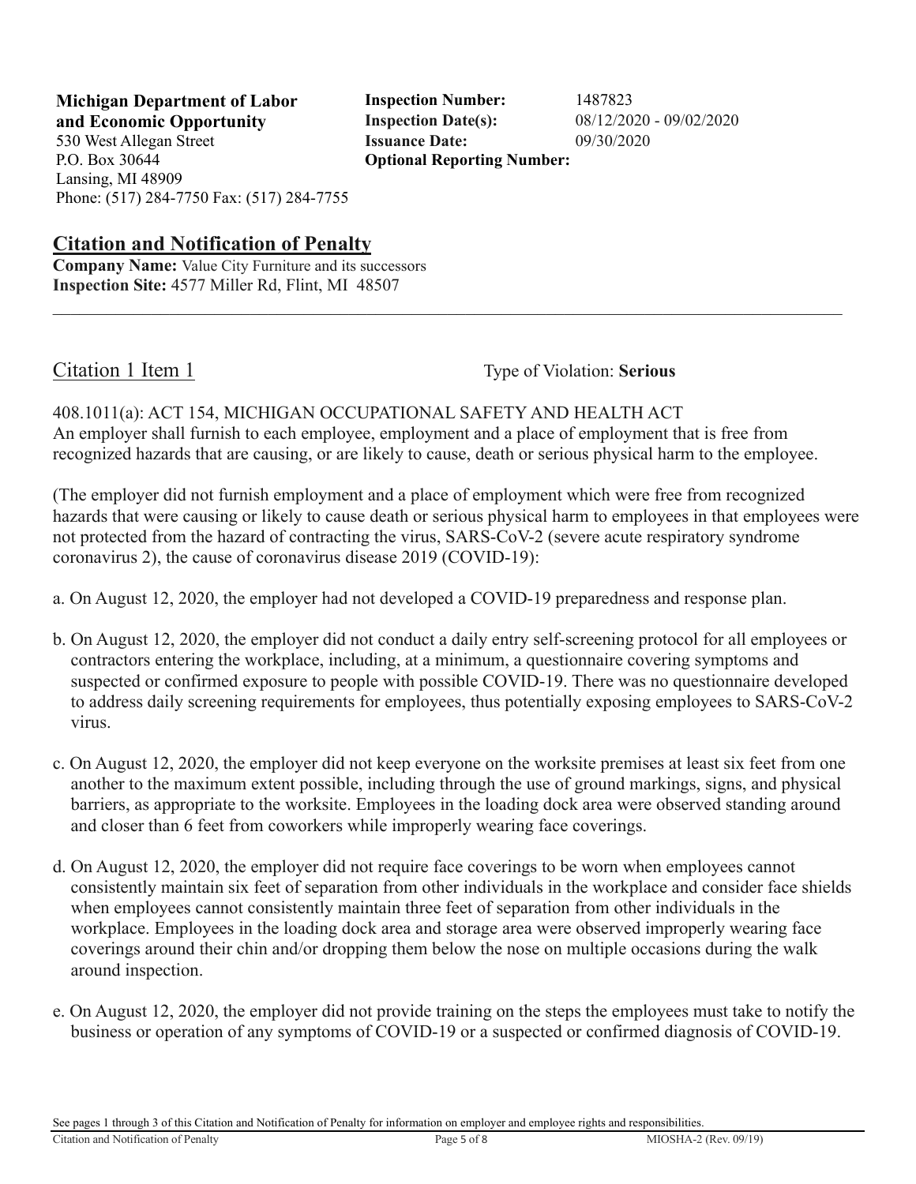**Michigan Department of Labor and Economic Opportunity**
530 West Allegan Street
P.O. Box 30644
Lansing, MI 48909
Phone: (517) 284-7750 Fax: (517) 284-7755

**Inspection Number:** 1487823
**Inspection Date(s):** 08/12/2020 - 09/02/2020
**Issuance Date:** 09/30/2020
**Optional Reporting Number:**

## Citation and Notification of Penalty

**Company Name:** Value City Furniture and its successors
**Inspection Site:** 4577 Miller Rd, Flint, MI 48507

---

### Citation 1 Item 1

Type of Violation: **Serious**

408.1011(a): ACT 154, MICHIGAN OCCUPATIONAL SAFETY AND HEALTH ACT
An employer shall furnish to each employee, employment and a place of employment that is free from recognized hazards that are causing, or are likely to cause, death or serious physical harm to the employee.

(The employer did not furnish employment and a place of employment which were free from recognized hazards that were causing or likely to cause death or serious physical harm to employees in that employees were not protected from the hazard of contracting the virus, SARS-CoV-2 (severe acute respiratory syndrome coronavirus 2), the cause of coronavirus disease 2019 (COVID-19):

a. On August 12, 2020, the employer had not developed a COVID-19 preparedness and response plan.

b. On August 12, 2020, the employer did not conduct a daily entry self-screening protocol for all employees or contractors entering the workplace, including, at a minimum, a questionnaire covering symptoms and suspected or confirmed exposure to people with possible COVID-19. There was no questionnaire developed to address daily screening requirements for employees, thus potentially exposing employees to SARS-CoV-2 virus.

c. On August 12, 2020, the employer did not keep everyone on the worksite premises at least six feet from one another to the maximum extent possible, including through the use of ground markings, signs, and physical barriers, as appropriate to the worksite. Employees in the loading dock area were observed standing around and closer than 6 feet from coworkers while improperly wearing face coverings.

d. On August 12, 2020, the employer did not require face coverings to be worn when employees cannot consistently maintain six feet of separation from other individuals in the workplace and consider face shields when employees cannot consistently maintain three feet of separation from other individuals in the workplace. Employees in the loading dock area and storage area were observed improperly wearing face coverings around their chin and/or dropping them below the nose on multiple occasions during the walk around inspection.

e. On August 12, 2020, the employer did not provide training on the steps the employees must take to notify the business or operation of any symptoms of COVID-19 or a suspected or confirmed diagnosis of COVID-19.

See pages 1 through 3 of this Citation and Notification of Penalty for information on employer and employee rights and responsibilities.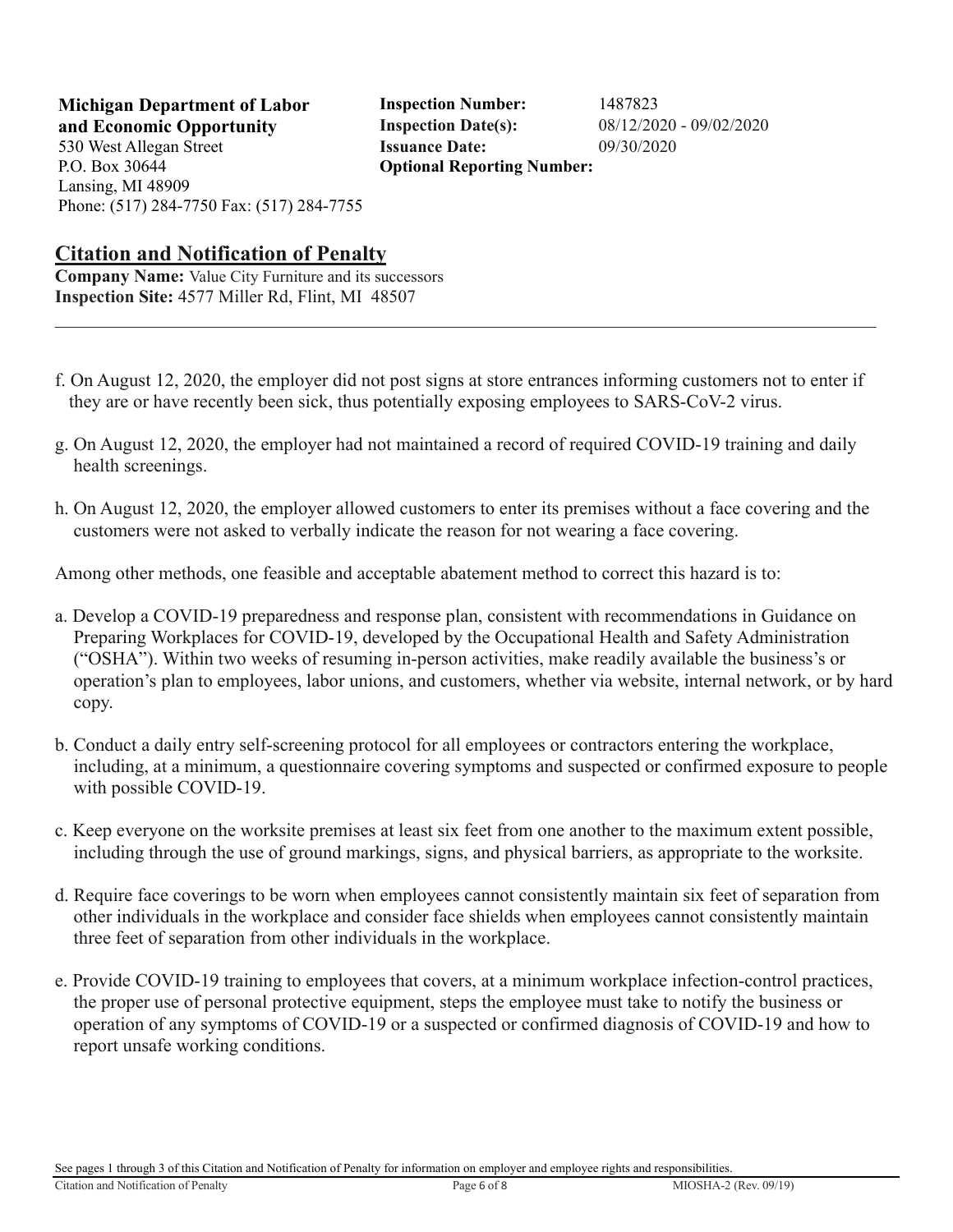**Michigan Department of Labor and Economic Opportunity**
530 West Allegan Street
P.O. Box 30644
Lansing, MI 48909
Phone: (517) 284-7750 Fax: (517) 284-7755

**Inspection Number:** 1487823
**Inspection Date(s):** 08/12/2020 - 09/02/2020
**Issuance Date:** 09/30/2020
**Optional Reporting Number:**

## Citation and Notification of Penalty

**Company Name:** Value City Furniture and its successors
**Inspection Site:** 4577 Miller Rd, Flint, MI 48507

---

f. On August 12, 2020, the employer did not post signs at store entrances informing customers not to enter if they are or have recently been sick, thus potentially exposing employees to SARS-CoV-2 virus.

g. On August 12, 2020, the employer had not maintained a record of required COVID-19 training and daily health screenings.

h. On August 12, 2020, the employer allowed customers to enter its premises without a face covering and the customers were not asked to verbally indicate the reason for not wearing a face covering.

Among other methods, one feasible and acceptable abatement method to correct this hazard is to:

a. Develop a COVID-19 preparedness and response plan, consistent with recommendations in Guidance on Preparing Workplaces for COVID-19, developed by the Occupational Health and Safety Administration ("OSHA"). Within two weeks of resuming in-person activities, make readily available the business's or operation's plan to employees, labor unions, and customers, whether via website, internal network, or by hard copy.

b. Conduct a daily entry self-screening protocol for all employees or contractors entering the workplace, including, at a minimum, a questionnaire covering symptoms and suspected or confirmed exposure to people with possible COVID-19.

c. Keep everyone on the worksite premises at least six feet from one another to the maximum extent possible, including through the use of ground markings, signs, and physical barriers, as appropriate to the worksite.

d. Require face coverings to be worn when employees cannot consistently maintain six feet of separation from other individuals in the workplace and consider face shields when employees cannot consistently maintain three feet of separation from other individuals in the workplace.

e. Provide COVID-19 training to employees that covers, at a minimum workplace infection-control practices, the proper use of personal protective equipment, steps the employee must take to notify the business or operation of any symptoms of COVID-19 or a suspected or confirmed diagnosis of COVID-19 and how to report unsafe working conditions.

See pages 1 through 3 of this Citation and Notification of Penalty for information on employer and employee rights and responsibilities.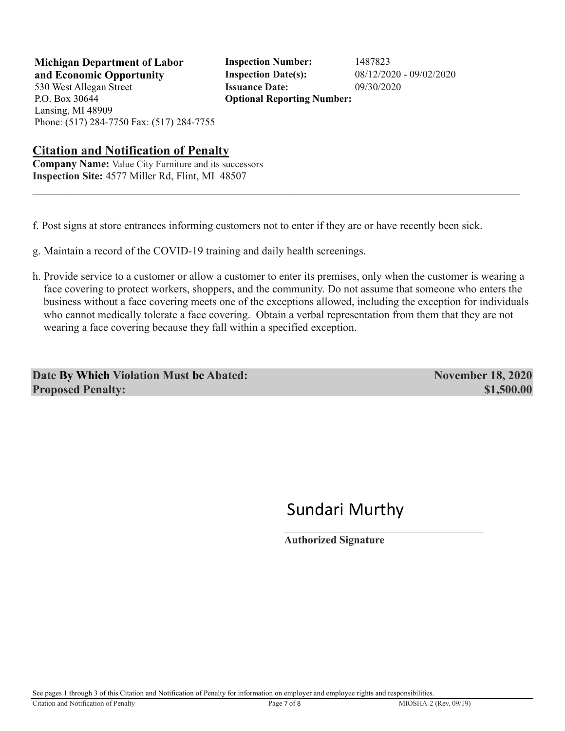**Michigan Department of Labor and Economic Opportunity**
530 West Allegan Street
P.O. Box 30644
Lansing, MI 48909
Phone: (517) 284-7750 Fax: (517) 284-7755

**Inspection Number:** 1487823
**Inspection Date(s):** 08/12/2020 - 09/02/2020
**Issuance Date:** 09/30/2020
**Optional Reporting Number:**

## Citation and Notification of Penalty

**Company Name:** Value City Furniture and its successors
**Inspection Site:** 4577 Miller Rd, Flint, MI 48507

---

f. Post signs at store entrances informing customers not to enter if they are or have recently been sick.

g. Maintain a record of the COVID-19 training and daily health screenings.

h. Provide service to a customer or allow a customer to enter its premises, only when the customer is wearing a face covering to protect workers, shoppers, and the community. Do not assume that someone who enters the business without a face covering meets one of the exceptions allowed, including the exception for individuals who cannot medically tolerate a face covering. Obtain a verbal representation from them that they are not wearing a face covering because they fall within a specified exception.

| | |
|---|---|
| **Date By Which Violation Must be Abated:** | **November 18, 2020** |
| **Proposed Penalty:** | **$1,500.00** |

Sundari Murthy

**Authorized Signature**

See pages 1 through 3 of this Citation and Notification of Penalty for information on employer and employee rights and responsibilities.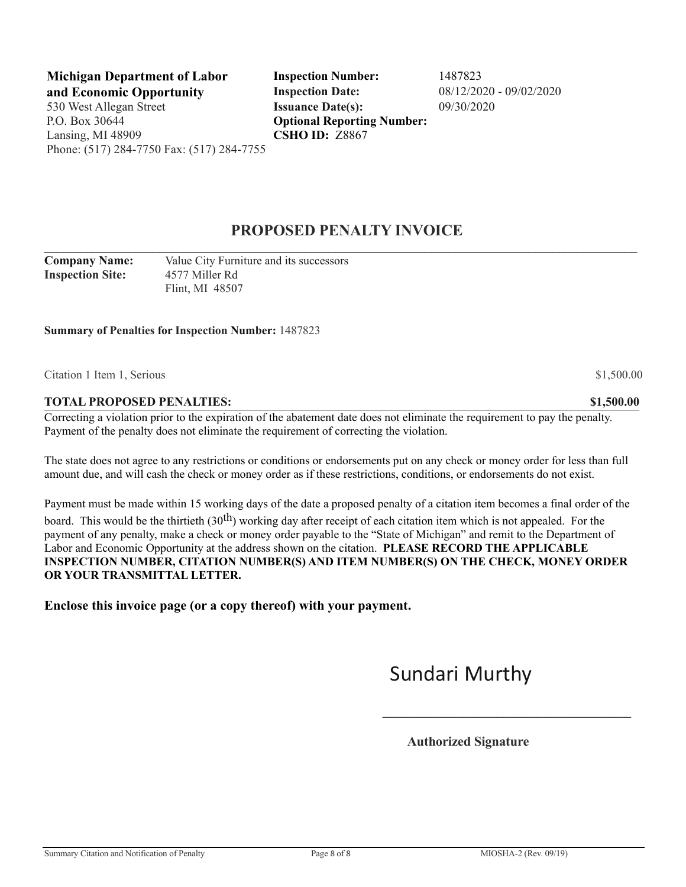**Michigan Department of Labor and Economic Opportunity**
530 West Allegan Street
P.O. Box 30644
Lansing, MI 48909
Phone: (517) 284-7750 Fax: (517) 284-7755

**Inspection Number:** 1487823
**Inspection Date:** 08/12/2020 - 09/02/2020
**Issuance Date(s):** 09/30/2020
**Optional Reporting Number:**
**CSHO ID:** Z8867

## PROPOSED PENALTY INVOICE

**Company Name:** Value City Furniture and its successors
**Inspection Site:** 4577 Miller Rd
Flint, MI 48507

**Summary of Penalties for Inspection Number:** 1487823

| | |
|---|---|
| Citation 1 Item 1, Serious | $1,500.00 |
| **TOTAL PROPOSED PENALTIES:** | **$1,500.00** |

Correcting a violation prior to the expiration of the abatement date does not eliminate the requirement to pay the penalty. Payment of the penalty does not eliminate the requirement of correcting the violation.

The state does not agree to any restrictions or conditions or endorsements put on any check or money order for less than full amount due, and will cash the check or money order as if these restrictions, conditions, or endorsements do not exist.

Payment must be made within 15 working days of the date a proposed penalty of a citation item becomes a final order of the board. This would be the thirtieth (30th) working day after receipt of each citation item which is not appealed. For the payment of any penalty, make a check or money order payable to the "State of Michigan" and remit to the Department of Labor and Economic Opportunity at the address shown on the citation. **PLEASE RECORD THE APPLICABLE INSPECTION NUMBER, CITATION NUMBER(S) AND ITEM NUMBER(S) ON THE CHECK, MONEY ORDER OR YOUR TRANSMITTAL LETTER.**

**Enclose this invoice page (or a copy thereof) with your payment.**

Sundari Murthy

______________________________________

**Authorized Signature**